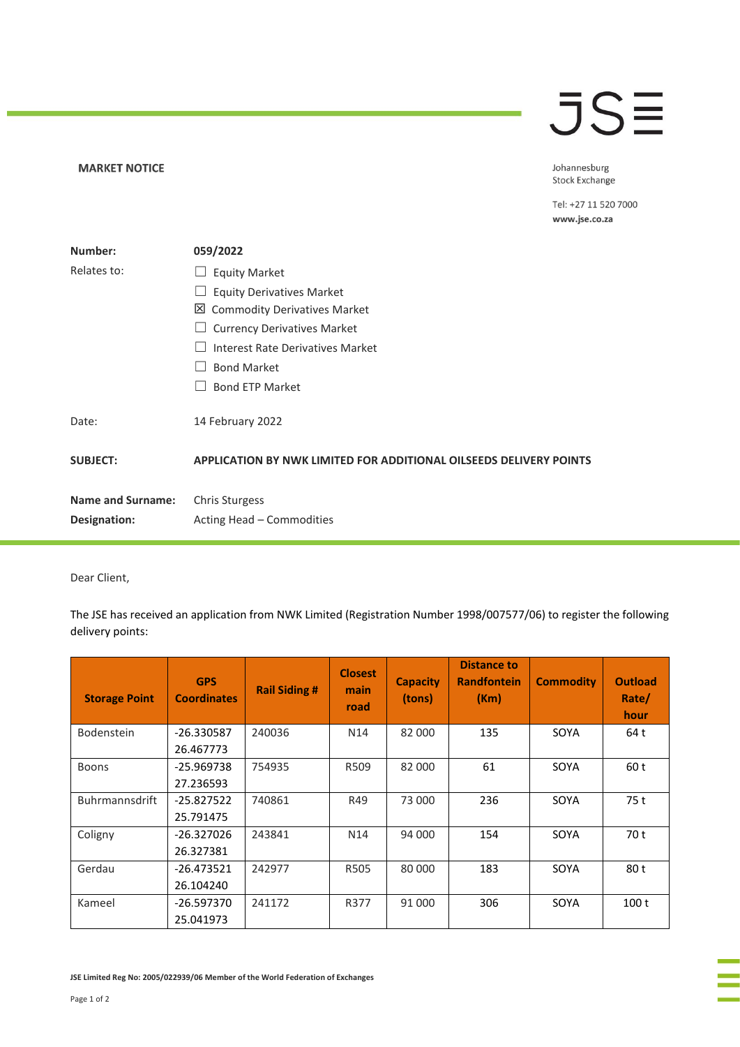# MARKET NOTICE

Johannesburg Stock Exchange

Tel: +27 11 520 7000
www.jse.co.za

**Number:** 059/2022

Relates to:

- ☐ Equity Market
- ☐ Equity Derivatives Market
- ☒ Commodity Derivatives Market
- ☐ Currency Derivatives Market
- ☐ Interest Rate Derivatives Market
- ☐ Bond Market
- ☐ Bond ETP Market

Date: 14 February 2022

**SUBJECT:** **APPLICATION BY NWK LIMITED FOR ADDITIONAL OILSEEDS DELIVERY POINTS**

**Name and Surname:** Chris Sturgess

**Designation:** Acting Head – Commodities

Dear Client,

The JSE has received an application from NWK Limited (Registration Number 1998/007577/06) to register the following delivery points:

| Storage Point | GPS Coordinates | Rail Siding # | Closest main road | Capacity (tons) | Distance to Randfontein (Km) | Commodity | Outload Rate/ hour |
|---|---|---|---|---|---|---|---|
| Bodenstein | -26.330587 26.467773 | 240036 | N14 | 82 000 | 135 | SOYA | 64 t |
| Boons | -25.969738 27.236593 | 754935 | R509 | 82 000 | 61 | SOYA | 60 t |
| Buhrmannsdrift | -25.827522 25.791475 | 740861 | R49 | 73 000 | 236 | SOYA | 75 t |
| Coligny | -26.327026 26.327381 | 243841 | N14 | 94 000 | 154 | SOYA | 70 t |
| Gerdau | -26.473521 26.104240 | 242977 | R505 | 80 000 | 183 | SOYA | 80 t |
| Kameel | -26.597370 25.041973 | 241172 | R377 | 91 000 | 306 | SOYA | 100 t |

JSE Limited Reg No: 2005/022939/06 Member of the World Federation of Exchanges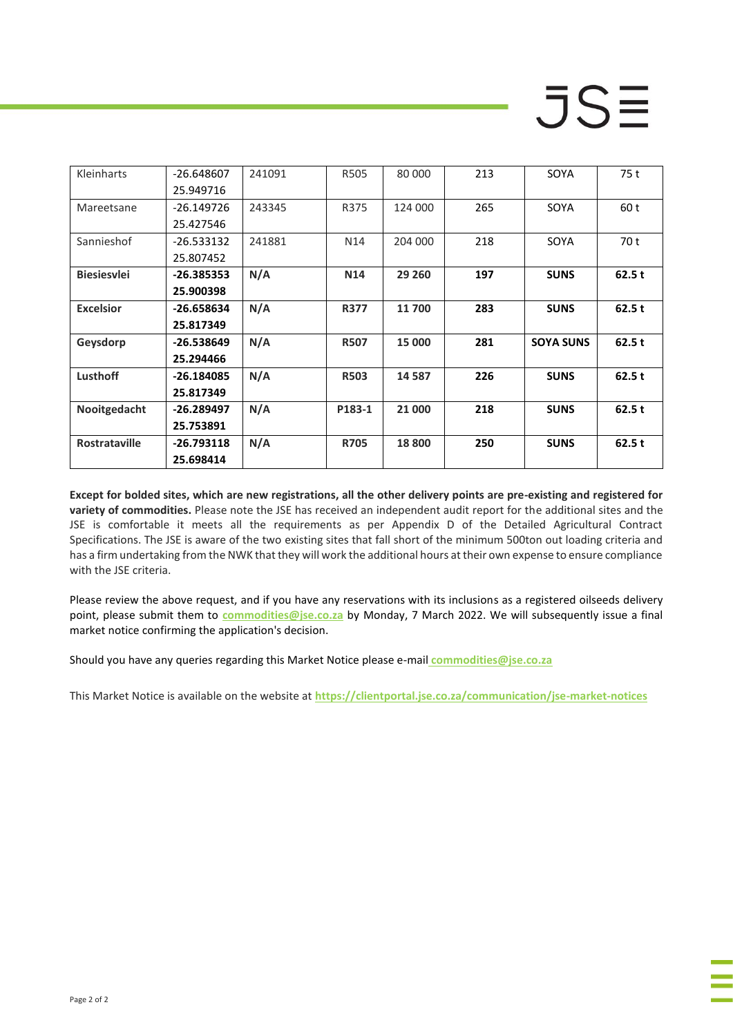| | | | | | | | |
|---|---|---|---|---|---|---|---|
| Kleinharts | -26.648607 25.949716 | 241091 | R505 | 80 000 | 213 | SOYA | 75 t |
| Mareetsane | -26.149726 25.427546 | 243345 | R375 | 124 000 | 265 | SOYA | 60 t |
| Sannieshof | -26.533132 25.807452 | 241881 | N14 | 204 000 | 218 | SOYA | 70 t |
| **Biesiesvlei** | **-26.385353 25.900398** | **N/A** | **N14** | **29 260** | **197** | **SUNS** | **62.5 t** |
| **Excelsior** | **-26.658634 25.817349** | **N/A** | **R377** | **11 700** | **283** | **SUNS** | **62.5 t** |
| **Geysdorp** | **-26.538649 25.294466** | **N/A** | **R507** | **15 000** | **281** | **SOYA SUNS** | **62.5 t** |
| **Lusthoff** | **-26.184085 25.817349** | **N/A** | **R503** | **14 587** | **226** | **SUNS** | **62.5 t** |
| **Nooitgedacht** | **-26.289497 25.753891** | **N/A** | **P183-1** | **21 000** | **218** | **SUNS** | **62.5 t** |
| **Rostrataville** | **-26.793118 25.698414** | **N/A** | **R705** | **18 800** | **250** | **SUNS** | **62.5 t** |

**Except for bolded sites, which are new registrations, all the other delivery points are pre-existing and registered for variety of commodities.** Please note the JSE has received an independent audit report for the additional sites and the JSE is comfortable it meets all the requirements as per Appendix D of the Detailed Agricultural Contract Specifications. The JSE is aware of the two existing sites that fall short of the minimum 500ton out loading criteria and has a firm undertaking from the NWK that they will work the additional hours at their own expense to ensure compliance with the JSE criteria.

Please review the above request, and if you have any reservations with its inclusions as a registered oilseeds delivery point, please submit them to **commodities@jse.co.za** by Monday, 7 March 2022. We will subsequently issue a final market notice confirming the application's decision.

Should you have any queries regarding this Market Notice please e-mail **commodities@jse.co.za**

This Market Notice is available on the website at **https://clientportal.jse.co.za/communication/jse-market-notices**